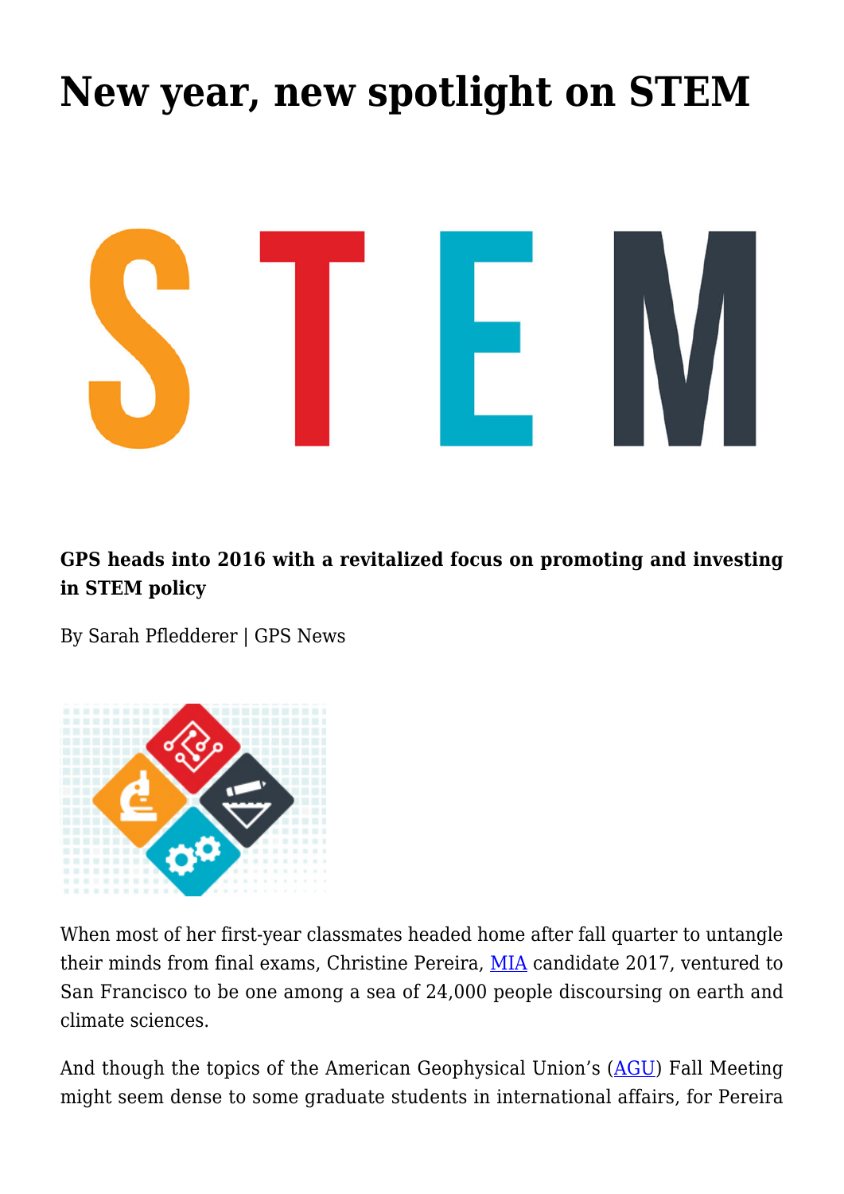# New year, new spotlight on STEM

**GPS heads into 2016 with a revitalized focus on promoting and investing in STEM policy**

By Sarah Pfledderer | GPS News

When most of her first-year classmates headed home after fall quarter to untangle their minds from final exams, Christine Pereira, MIA candidate 2017, ventured to San Francisco to be one among a sea of 24,000 people discoursing on earth and climate sciences.

And though the topics of the American Geophysical Union's (AGU) Fall Meeting might seem dense to some graduate students in international affairs, for Pereira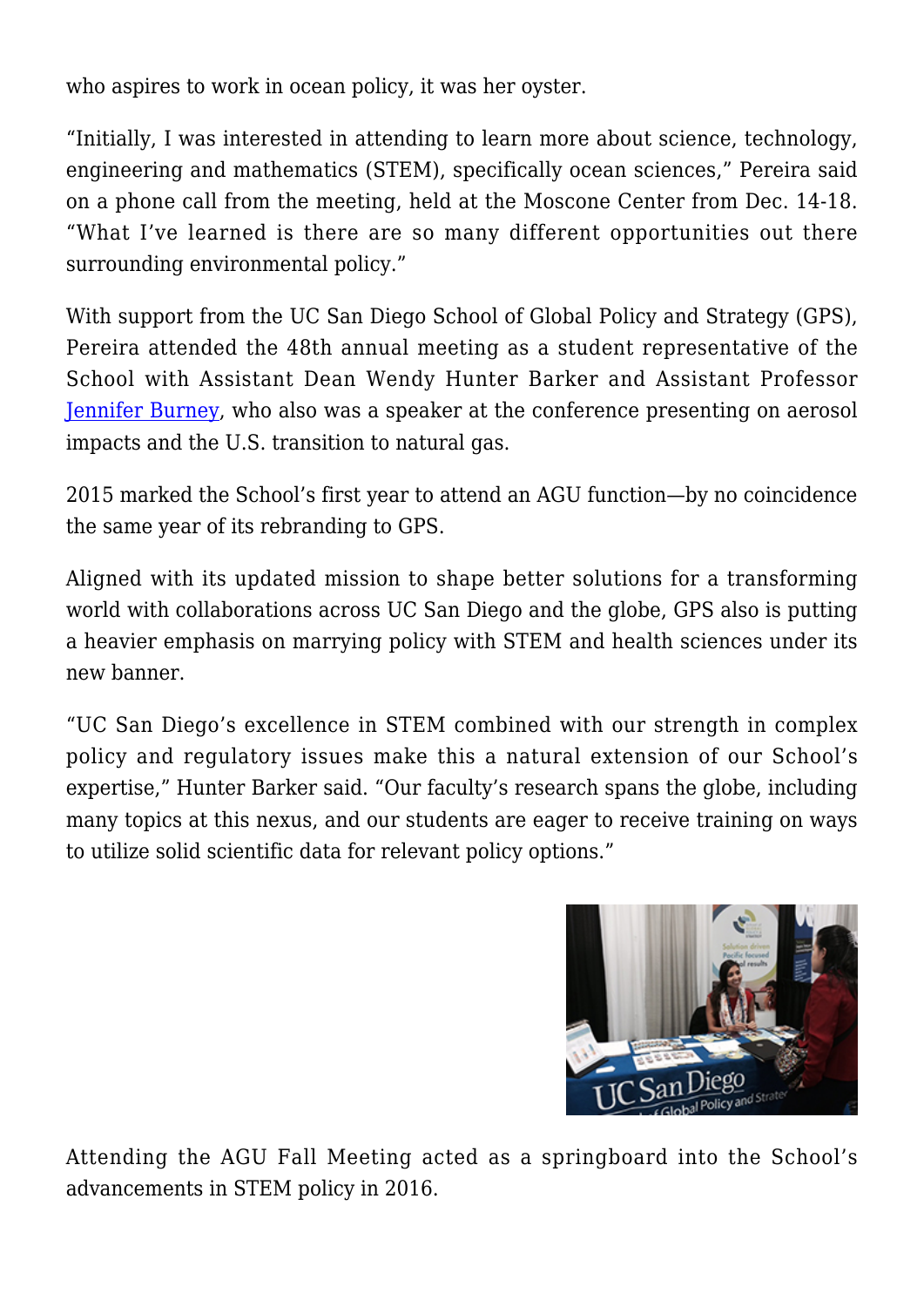who aspires to work in ocean policy, it was her oyster.

"Initially, I was interested in attending to learn more about science, technology, engineering and mathematics (STEM), specifically ocean sciences," Pereira said on a phone call from the meeting, held at the Moscone Center from Dec. 14-18. "What I've learned is there are so many different opportunities out there surrounding environmental policy."

With support from the UC San Diego School of Global Policy and Strategy (GPS), Pereira attended the 48th annual meeting as a student representative of the School with Assistant Dean Wendy Hunter Barker and Assistant Professor Jennifer Burney, who also was a speaker at the conference presenting on aerosol impacts and the U.S. transition to natural gas.

2015 marked the School's first year to attend an AGU function—by no coincidence the same year of its rebranding to GPS.

Aligned with its updated mission to shape better solutions for a transforming world with collaborations across UC San Diego and the globe, GPS also is putting a heavier emphasis on marrying policy with STEM and health sciences under its new banner.

"UC San Diego's excellence in STEM combined with our strength in complex policy and regulatory issues make this a natural extension of our School's expertise," Hunter Barker said. "Our faculty's research spans the globe, including many topics at this nexus, and our students are eager to receive training on ways to utilize solid scientific data for relevant policy options."

Attending the AGU Fall Meeting acted as a springboard into the School's advancements in STEM policy in 2016.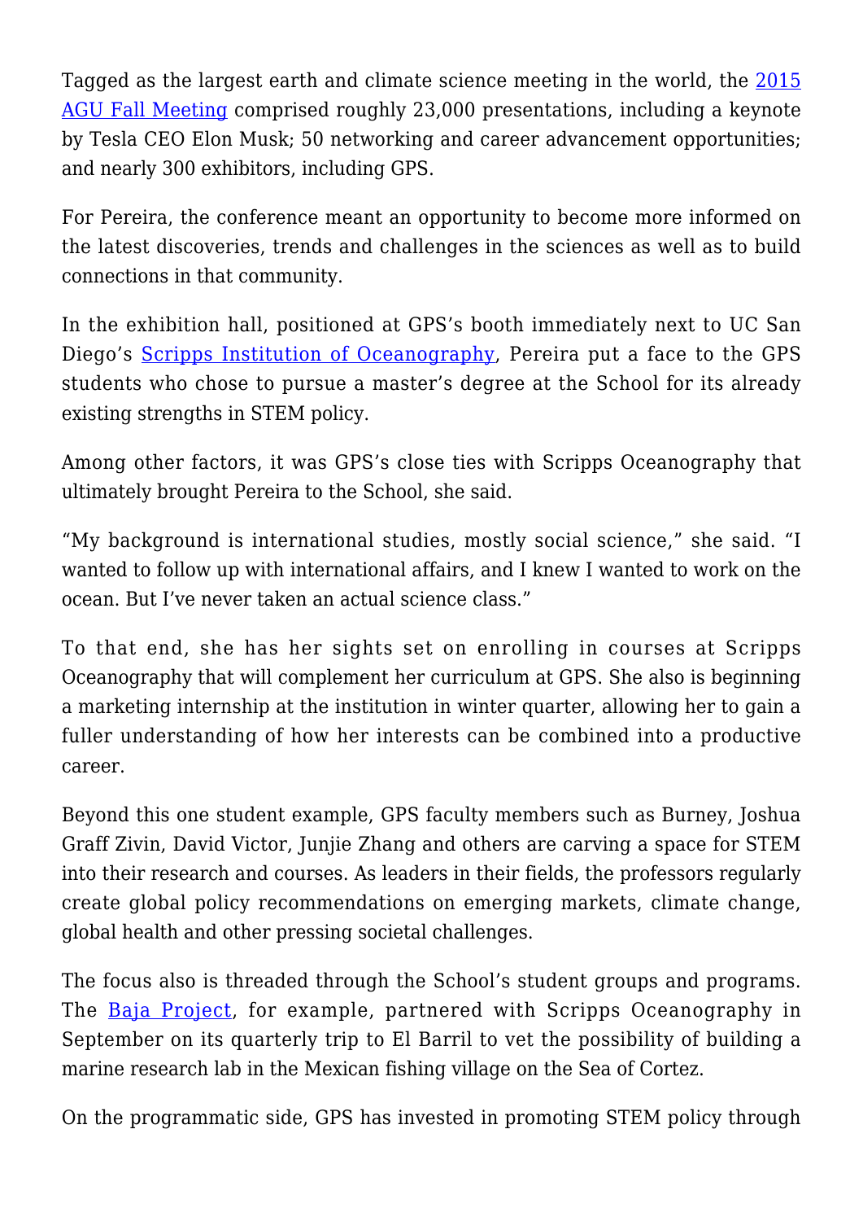Tagged as the largest earth and climate science meeting in the world, the [2015 AGU Fall Meeting](#) comprised roughly 23,000 presentations, including a keynote by Tesla CEO Elon Musk; 50 networking and career advancement opportunities; and nearly 300 exhibitors, including GPS.

For Pereira, the conference meant an opportunity to become more informed on the latest discoveries, trends and challenges in the sciences as well as to build connections in that community.

In the exhibition hall, positioned at GPS's booth immediately next to UC San Diego's [Scripps Institution of Oceanography](#), Pereira put a face to the GPS students who chose to pursue a master's degree at the School for its already existing strengths in STEM policy.

Among other factors, it was GPS's close ties with Scripps Oceanography that ultimately brought Pereira to the School, she said.

"My background is international studies, mostly social science," she said. "I wanted to follow up with international affairs, and I knew I wanted to work on the ocean. But I've never taken an actual science class."

To that end, she has her sights set on enrolling in courses at Scripps Oceanography that will complement her curriculum at GPS. She also is beginning a marketing internship at the institution in winter quarter, allowing her to gain a fuller understanding of how her interests can be combined into a productive career.

Beyond this one student example, GPS faculty members such as Burney, Joshua Graff Zivin, David Victor, Junjie Zhang and others are carving a space for STEM into their research and courses. As leaders in their fields, the professors regularly create global policy recommendations on emerging markets, climate change, global health and other pressing societal challenges.

The focus also is threaded through the School's student groups and programs. The [Baja Project](#), for example, partnered with Scripps Oceanography in September on its quarterly trip to El Barril to vet the possibility of building a marine research lab in the Mexican fishing village on the Sea of Cortez.

On the programmatic side, GPS has invested in promoting STEM policy through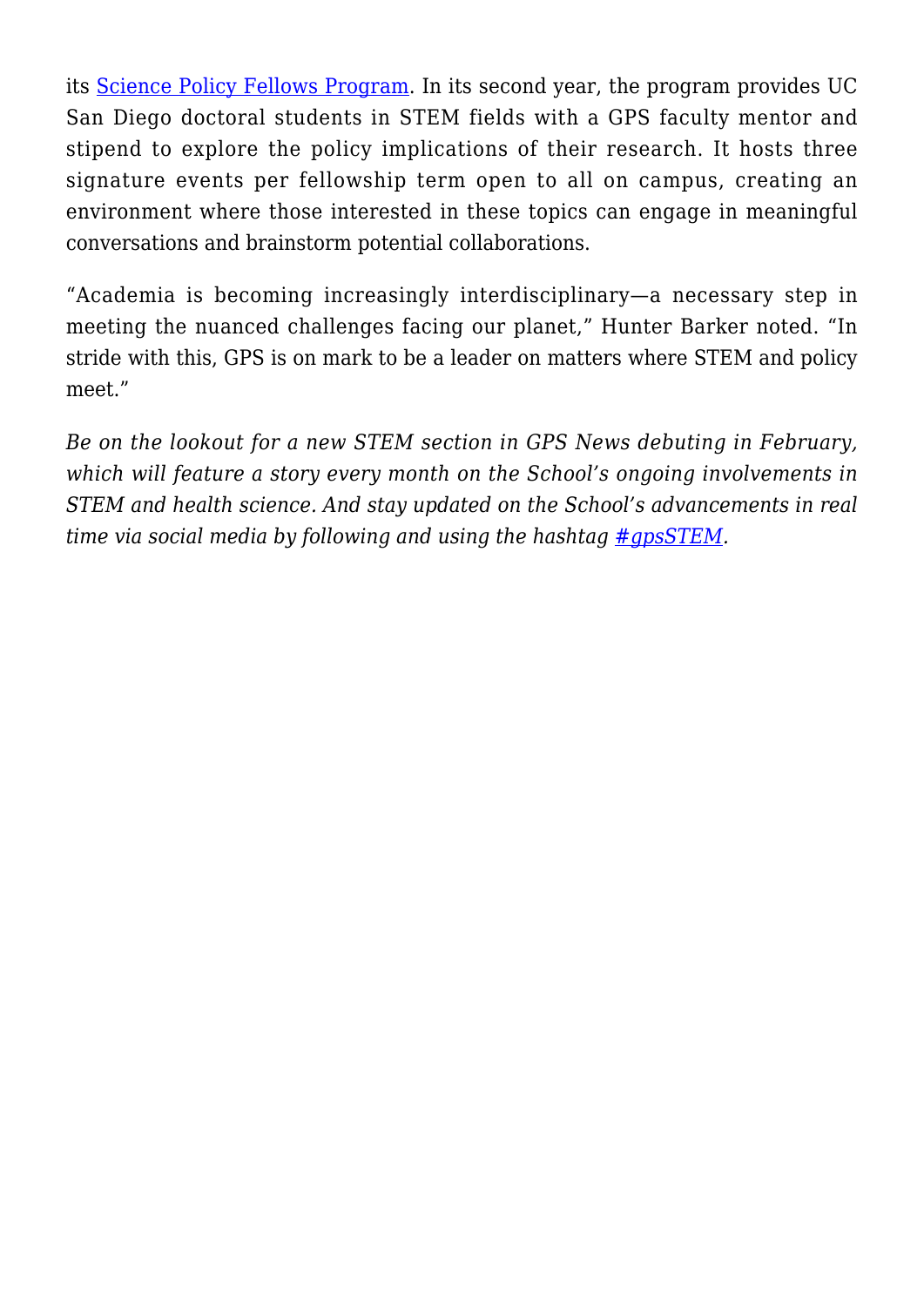its Science Policy Fellows Program. In its second year, the program provides UC San Diego doctoral students in STEM fields with a GPS faculty mentor and stipend to explore the policy implications of their research. It hosts three signature events per fellowship term open to all on campus, creating an environment where those interested in these topics can engage in meaningful conversations and brainstorm potential collaborations.

"Academia is becoming increasingly interdisciplinary—a necessary step in meeting the nuanced challenges facing our planet," Hunter Barker noted. "In stride with this, GPS is on mark to be a leader on matters where STEM and policy meet."

*Be on the lookout for a new STEM section in GPS News debuting in February, which will feature a story every month on the School's ongoing involvements in STEM and health science. And stay updated on the School's advancements in real time via social media by following and using the hashtag #gpsSTEM.*